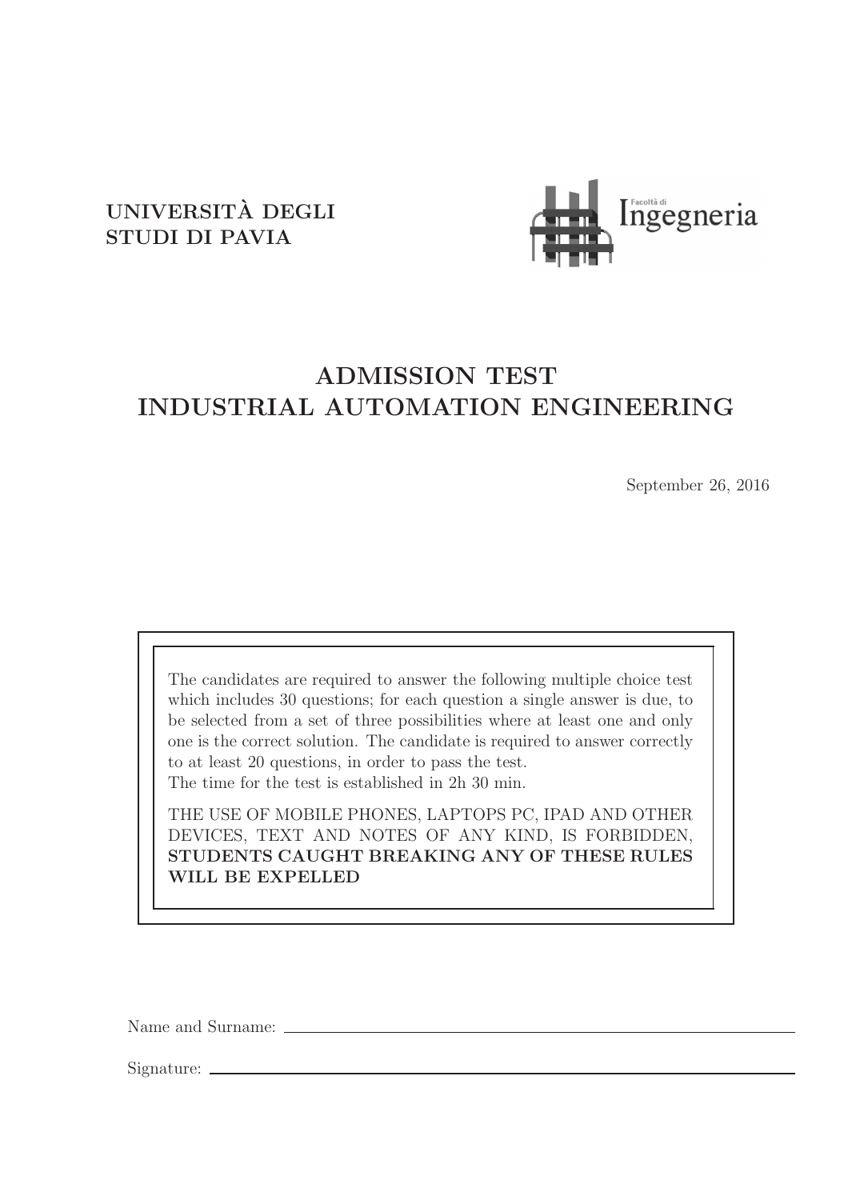UNIVERSITÀ DEGLI
STUDI DI PAVIA

Facoltà di Ingegneria

# ADMISSION TEST
# INDUSTRIAL AUTOMATION ENGINEERING

September 26, 2016

The candidates are required to answer the following multiple choice test which includes 30 questions; for each question a single answer is due, to be selected from a set of three possibilities where at least one and only one is the correct solution. The candidate is required to answer correctly to at least 20 questions, in order to pass the test.
The time for the test is established in 2h 30 min.

THE USE OF MOBILE PHONES, LAPTOPS PC, IPAD AND OTHER DEVICES, TEXT AND NOTES OF ANY KIND, IS FORBIDDEN, **STUDENTS CAUGHT BREAKING ANY OF THESE RULES WILL BE EXPELLED**

Name and Surname: ____________________

Signature: ____________________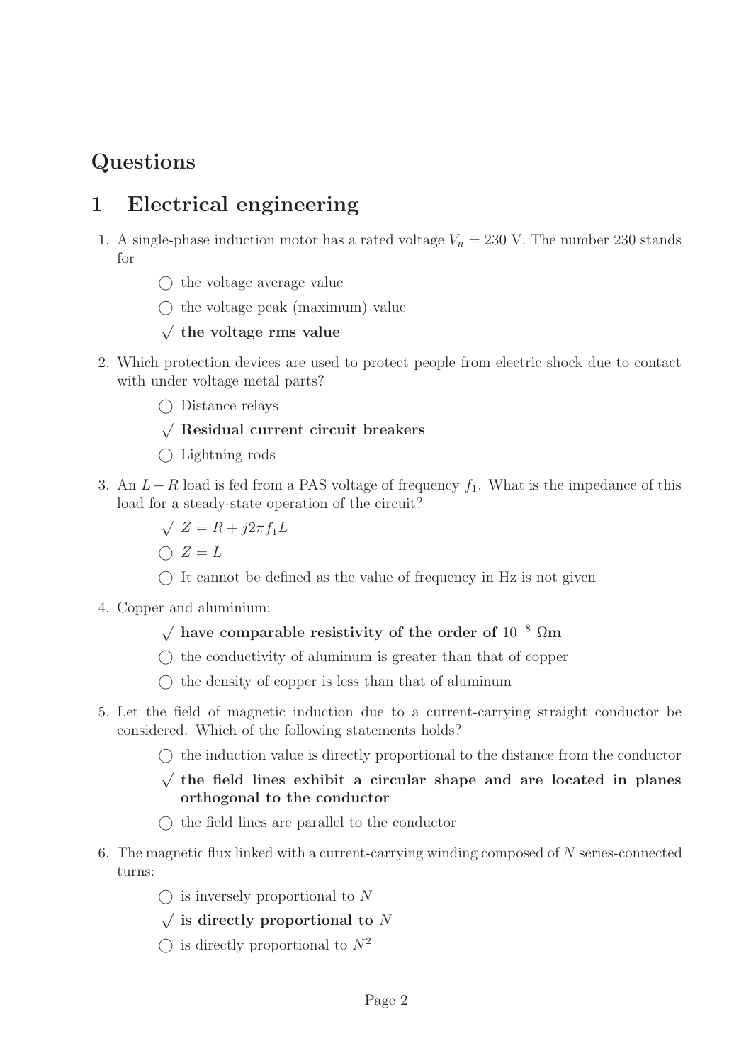# Questions

## 1 Electrical engineering

1. A single-phase induction motor has a rated voltage $V_n = 230$ V. The number 230 stands for

   ◯ the voltage average value

   ◯ the voltage peak (maximum) value

   √ **the voltage rms value**

2. Which protection devices are used to protect people from electric shock due to contact with under voltage metal parts?

   ◯ Distance relays

   √ **Residual current circuit breakers**

   ◯ Lightning rods

3. An $L-R$ load is fed from a PAS voltage of frequency $f_1$. What is the impedance of this load for a steady-state operation of the circuit?

   √ $Z = R + j2\pi f_1 L$

   ◯ $Z = L$

   ◯ It cannot be defined as the value of frequency in Hz is not given

4. Copper and aluminium:

   √ **have comparable resistivity of the order of $10^{-8}$ $\Omega$m**

   ◯ the conductivity of aluminum is greater than that of copper

   ◯ the density of copper is less than that of aluminum

5. Let the field of magnetic induction due to a current-carrying straight conductor be considered. Which of the following statements holds?

   ◯ the induction value is directly proportional to the distance from the conductor

   √ **the field lines exhibit a circular shape and are located in planes orthogonal to the conductor**

   ◯ the field lines are parallel to the conductor

6. The magnetic flux linked with a current-carrying winding composed of $N$ series-connected turns:

   ◯ is inversely proportional to $N$

   √ **is directly proportional to $N$**

   ◯ is directly proportional to $N^2$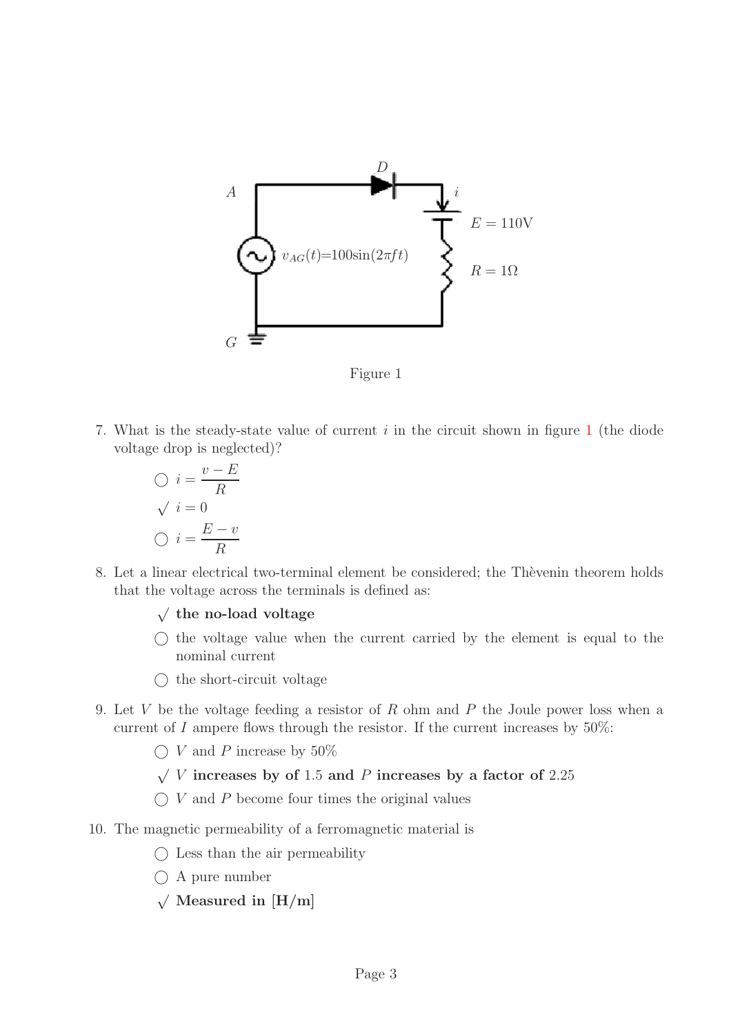Figure 1

7. What is the steady-state value of current $i$ in the circuit shown in figure 1 (the diode voltage drop is neglected)?

   ◯ $i = \dfrac{v - E}{R}$

   √ $i = 0$

   ◯ $i = \dfrac{E - v}{R}$

8. Let a linear electrical two-terminal element be considered; the Thèvenin theorem holds that the voltage across the terminals is defined as:

   √ **the no-load voltage**

   ◯ the voltage value when the current carried by the element is equal to the nominal current

   ◯ the short-circuit voltage

9. Let $V$ be the voltage feeding a resistor of $R$ ohm and $P$ the Joule power loss when a current of $I$ ampere flows through the resistor. If the current increases by 50%:

   ◯ $V$ and $P$ increase by 50%

   √ **$V$ increases by of 1.5 and $P$ increases by a factor of 2.25**

   ◯ $V$ and $P$ become four times the original values

10. The magnetic permeability of a ferromagnetic material is

    ◯ Less than the air permeability

    ◯ A pure number

    √ **Measured in [H/m]**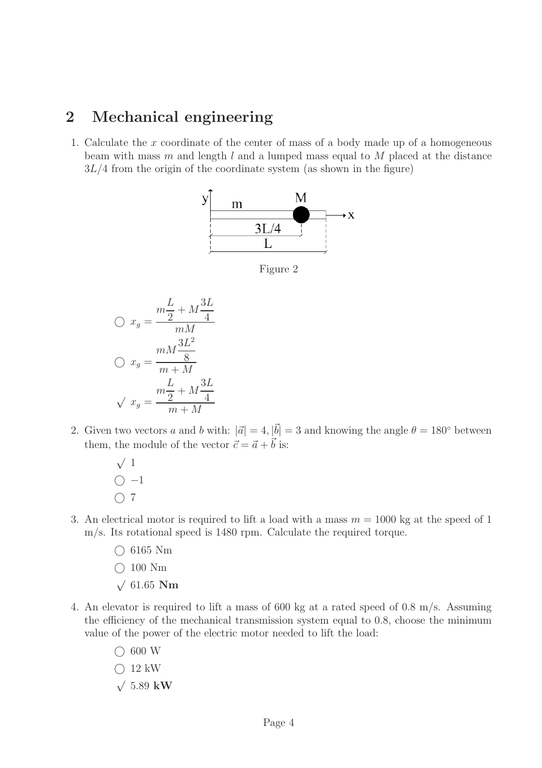## 2 Mechanical engineering

1. Calculate the $x$ coordinate of the center of mass of a body made up of a homogeneous beam with mass $m$ and length $l$ and a lumped mass equal to $M$ placed at the distance $3L/4$ from the origin of the coordinate system (as shown in the figure)

Figure 2

   ○ $x_g = \dfrac{m\dfrac{L}{2} + M\dfrac{3L}{4}}{mM}$

   ○ $x_g = \dfrac{mM\dfrac{3L^2}{8}}{m+M}$

   √ $x_g = \dfrac{m\dfrac{L}{2} + M\dfrac{3L}{4}}{m+M}$

2. Given two vectors $a$ and $b$ with: $|\vec{a}| = 4, |\vec{b}| = 3$ and knowing the angle $\theta = 180°$ between them, the module of the vector $\vec{c} = \vec{a} + \vec{b}$ is:

   √ 1

   ○ −1

   ○ 7

3. An electrical motor is required to lift a load with a mass $m = 1000$ kg at the speed of 1 m/s. Its rotational speed is 1480 rpm. Calculate the required torque.

   ○ 6165 Nm

   ○ 100 Nm

   √ 61.65 **Nm**

4. An elevator is required to lift a mass of 600 kg at a rated speed of 0.8 m/s. Assuming the efficiency of the mechanical transmission system equal to 0.8, choose the minimum value of the power of the electric motor needed to lift the load:

   ○ 600 W

   ○ 12 kW

   √ 5.89 **kW**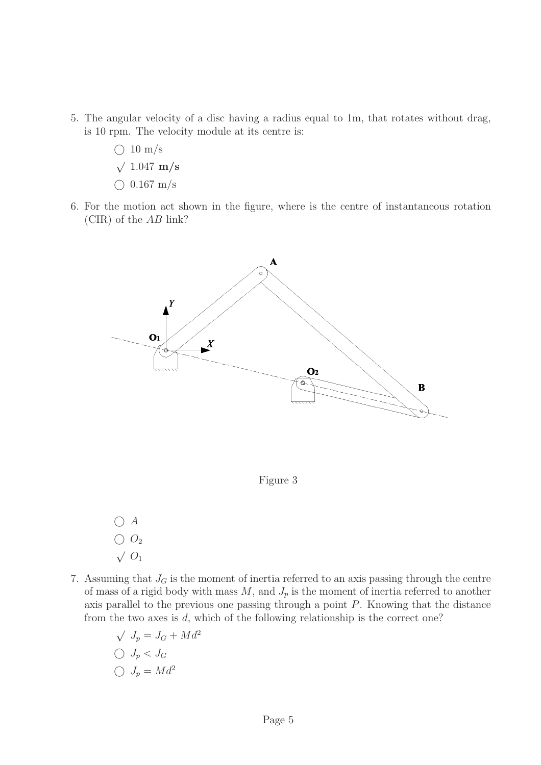5. The angular velocity of a disc having a radius equal to 1m, that rotates without drag, is 10 rpm. The velocity module at its centre is:

   - ◯ 10 m/s
   - √ 1.047 **m/s**
   - ◯ 0.167 m/s

6. For the motion act shown in the figure, where is the centre of instantaneous rotation (CIR) of the $AB$ link?

   Figure 3

   - ◯ $A$
   - ◯ $O_2$
   - √ $O_1$

7. Assuming that $J_G$ is the moment of inertia referred to an axis passing through the centre of mass of a rigid body with mass $M$, and $J_p$ is the moment of inertia referred to another axis parallel to the previous one passing through a point $P$. Knowing that the distance from the two axes is $d$, which of the following relationship is the correct one?

   - √ $J_p = J_G + Md^2$
   - ◯ $J_p < J_G$
   - ◯ $J_p = Md^2$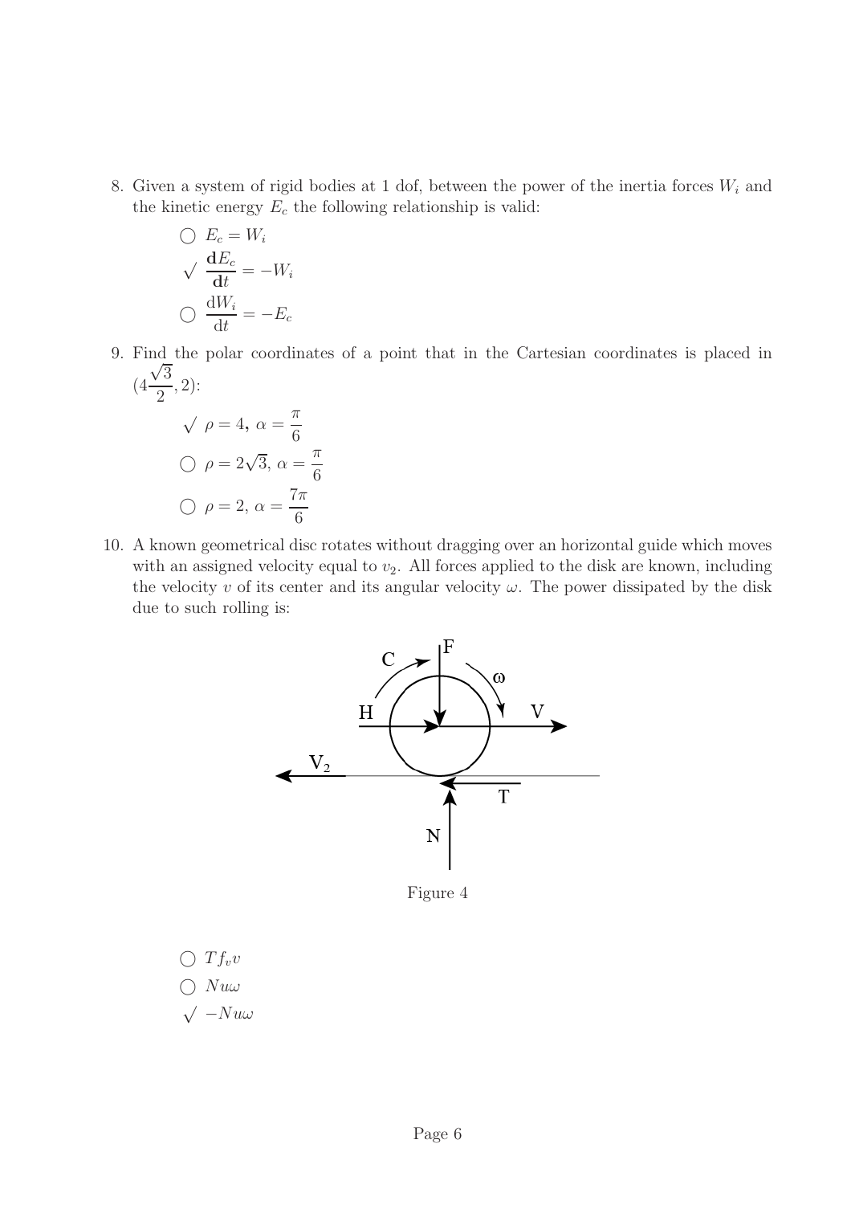8. Given a system of rigid bodies at 1 dof, between the power of the inertia forces $W_i$ and the kinetic energy $E_c$ the following relationship is valid:

   ◯ $E_c = W_i$

   √ $\frac{\mathbf{d}E_c}{\mathbf{d}t} = -W_i$

   ◯ $\frac{\mathrm{d}W_i}{\mathrm{d}t} = -E_c$

9. Find the polar coordinates of a point that in the Cartesian coordinates is placed in $(4\frac{\sqrt{3}}{2}, 2)$:

   √ $\rho = 4$, $\alpha = \frac{\pi}{6}$

   ◯ $\rho = 2\sqrt{3}$, $\alpha = \frac{\pi}{6}$

   ◯ $\rho = 2$, $\alpha = \frac{7\pi}{6}$

10. A known geometrical disc rotates without dragging over an horizontal guide which moves with an assigned velocity equal to $v_2$. All forces applied to the disk are known, including the velocity $v$ of its center and its angular velocity $\omega$. The power dissipated by the disk due to such rolling is:

Figure 4

   ◯ $T f_v v$

   ◯ $N u \omega$

   √ $-N u \omega$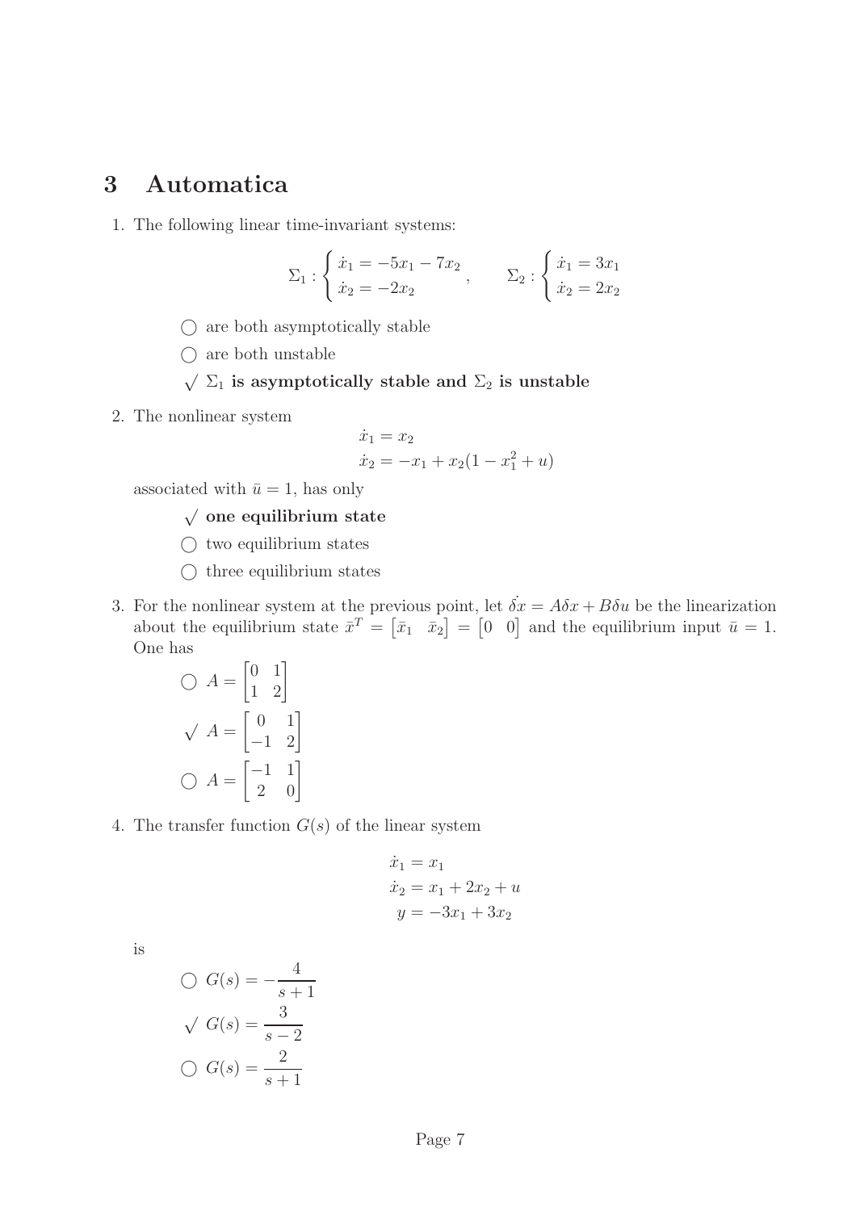## 3 Automatica

1. The following linear time-invariant systems:

$$\Sigma_1 : \begin{cases} \dot{x}_1 = -5x_1 - 7x_2 \\ \dot{x}_2 = -2x_2 \end{cases}, \qquad \Sigma_2 : \begin{cases} \dot{x}_1 = 3x_1 \\ \dot{x}_2 = 2x_2 \end{cases}$$

   - ◯ are both asymptotically stable
   - ◯ are both unstable
   - √ **$\Sigma_1$ is asymptotically stable and $\Sigma_2$ is unstable**

2. The nonlinear system

$$\begin{aligned} \dot{x}_1 &= x_2 \\ \dot{x}_2 &= -x_1 + x_2(1 - x_1^2 + u) \end{aligned}$$

   associated with $\bar{u} = 1$, has only

   - √ **one equilibrium state**
   - ◯ two equilibrium states
   - ◯ three equilibrium states

3. For the nonlinear system at the previous point, let $\dot{\delta x} = A\delta x + B\delta u$ be the linearization about the equilibrium state $\bar{x}^T = \begin{bmatrix} \bar{x}_1 & \bar{x}_2 \end{bmatrix} = \begin{bmatrix} 0 & 0 \end{bmatrix}$ and the equilibrium input $\bar{u} = 1$. One has

   - ◯ $A = \begin{bmatrix} 0 & 1 \\ 1 & 2 \end{bmatrix}$
   - √ $A = \begin{bmatrix} 0 & 1 \\ -1 & 2 \end{bmatrix}$
   - ◯ $A = \begin{bmatrix} -1 & 1 \\ 2 & 0 \end{bmatrix}$

4. The transfer function $G(s)$ of the linear system

$$\begin{aligned} \dot{x}_1 &= x_1 \\ \dot{x}_2 &= x_1 + 2x_2 + u \\ y &= -3x_1 + 3x_2 \end{aligned}$$

   is

   - ◯ $G(s) = -\dfrac{4}{s+1}$
   - √ $G(s) = \dfrac{3}{s-2}$
   - ◯ $G(s) = \dfrac{2}{s+1}$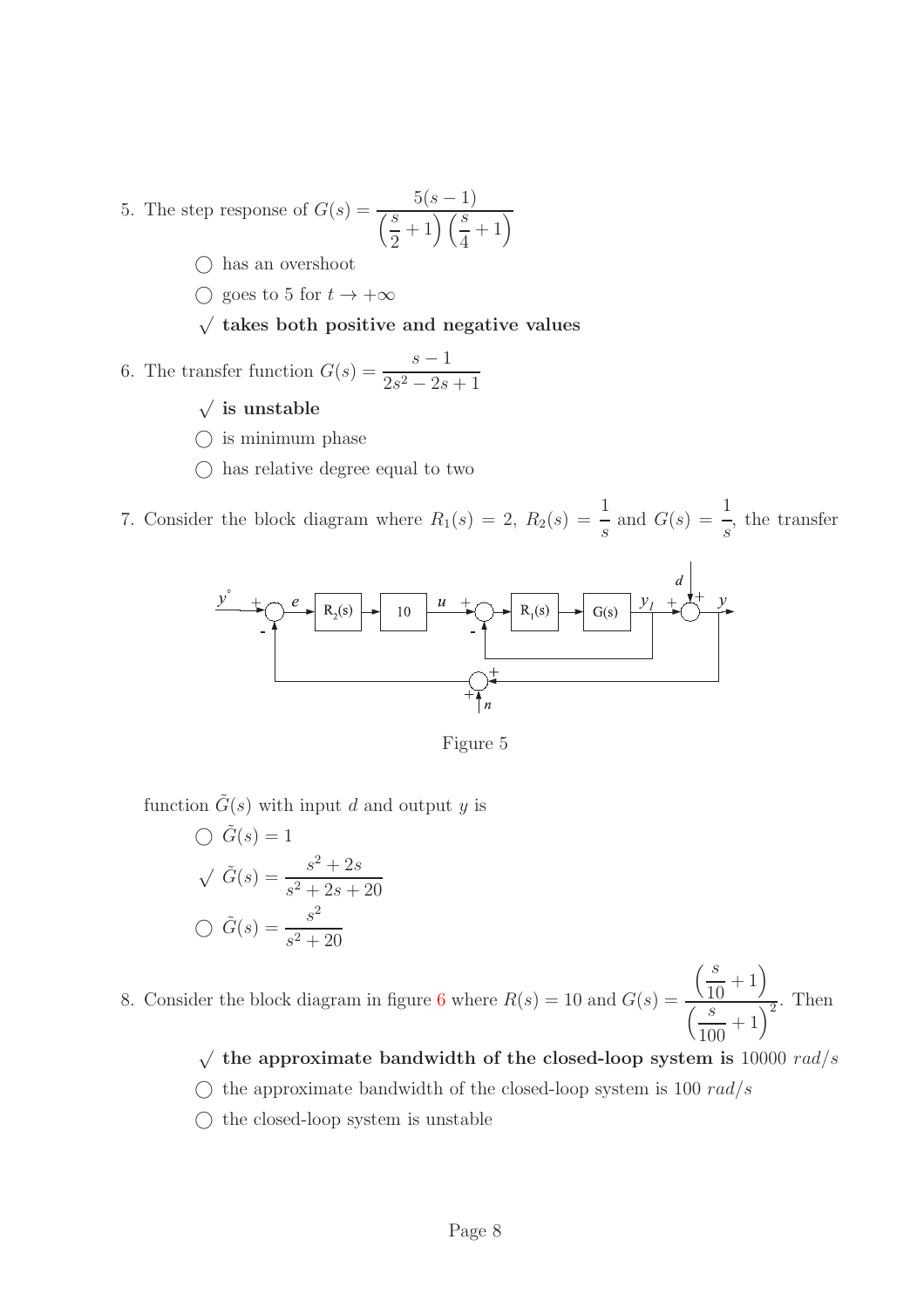5. The step response of $G(s) = \dfrac{5(s-1)}{\left(\frac{s}{2}+1\right)\left(\frac{s}{4}+1\right)}$

   ◯ has an overshoot

   ◯ goes to 5 for $t \to +\infty$

   √ **takes both positive and negative values**

6. The transfer function $G(s) = \dfrac{s-1}{2s^2 - 2s + 1}$

   √ **is unstable**

   ◯ is minimum phase

   ◯ has relative degree equal to two

7. Consider the block diagram where $R_1(s) = 2$, $R_2(s) = \dfrac{1}{s}$ and $G(s) = \dfrac{1}{s}$, the transfer function $\tilde{G}(s)$ with input $d$ and output $y$ is

   Figure 5

   ◯ $\tilde{G}(s) = 1$

   √ $\tilde{G}(s) = \dfrac{s^2 + 2s}{s^2 + 2s + 20}$

   ◯ $\tilde{G}(s) = \dfrac{s^2}{s^2 + 20}$

8. Consider the block diagram in figure 6 where $R(s) = 10$ and $G(s) = \dfrac{\left(\frac{s}{10}+1\right)}{\left(\frac{s}{100}+1\right)^2}$. Then

   √ **the approximate bandwidth of the closed-loop system is** $10000\ rad/s$

   ◯ the approximate bandwidth of the closed-loop system is $100\ rad/s$

   ◯ the closed-loop system is unstable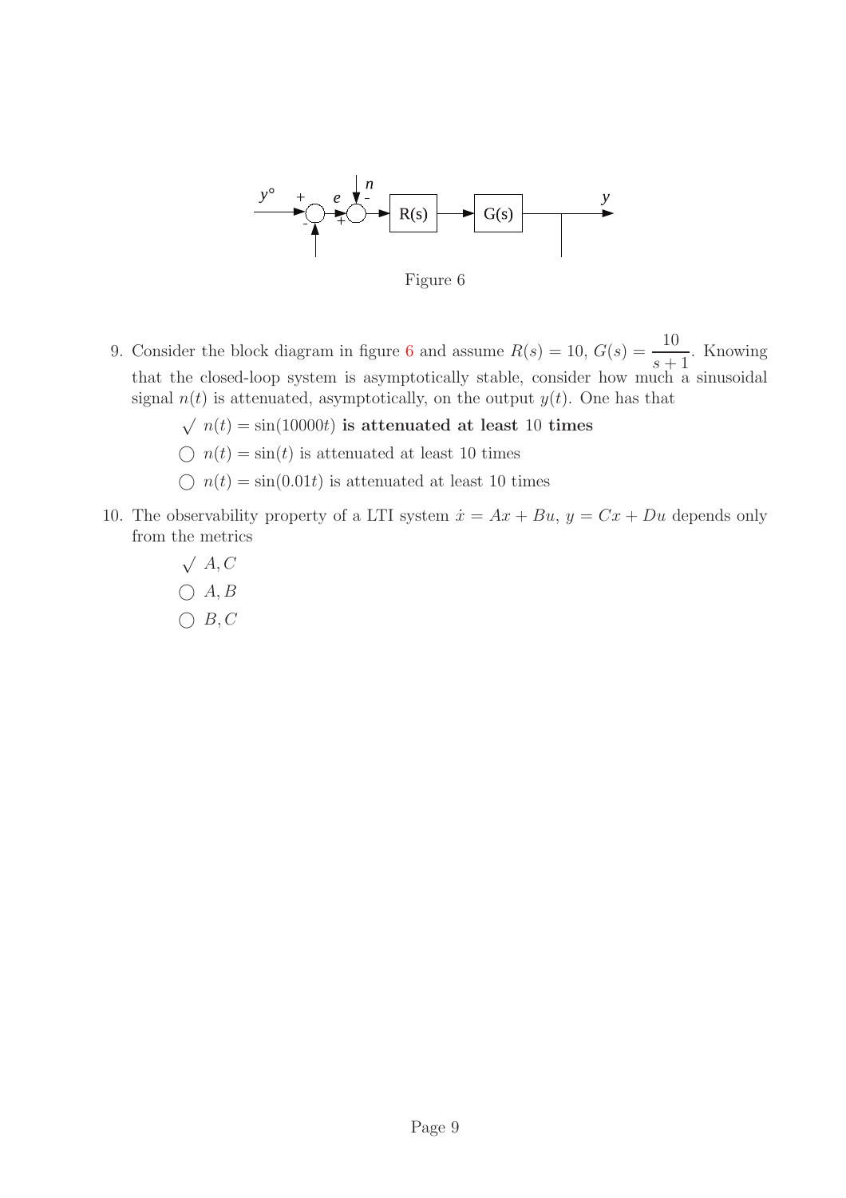Figure 6

9. Consider the block diagram in figure 6 and assume $R(s) = 10$, $G(s) = \dfrac{10}{s+1}$. Knowing that the closed-loop system is asymptotically stable, consider how much a sinusoidal signal $n(t)$ is attenuated, asymptotically, on the output $y(t)$. One has that

   - √ $n(t) = \sin(10000t)$ **is attenuated at least** $\mathbf{10}$ **times**
   - ◯ $n(t) = \sin(t)$ is attenuated at least 10 times
   - ◯ $n(t) = \sin(0.01t)$ is attenuated at least 10 times

10. The observability property of a LTI system $\dot{x} = Ax + Bu$, $y = Cx + Du$ depends only from the metrics

    - √ $A, C$
    - ◯ $A, B$
    - ◯ $B, C$